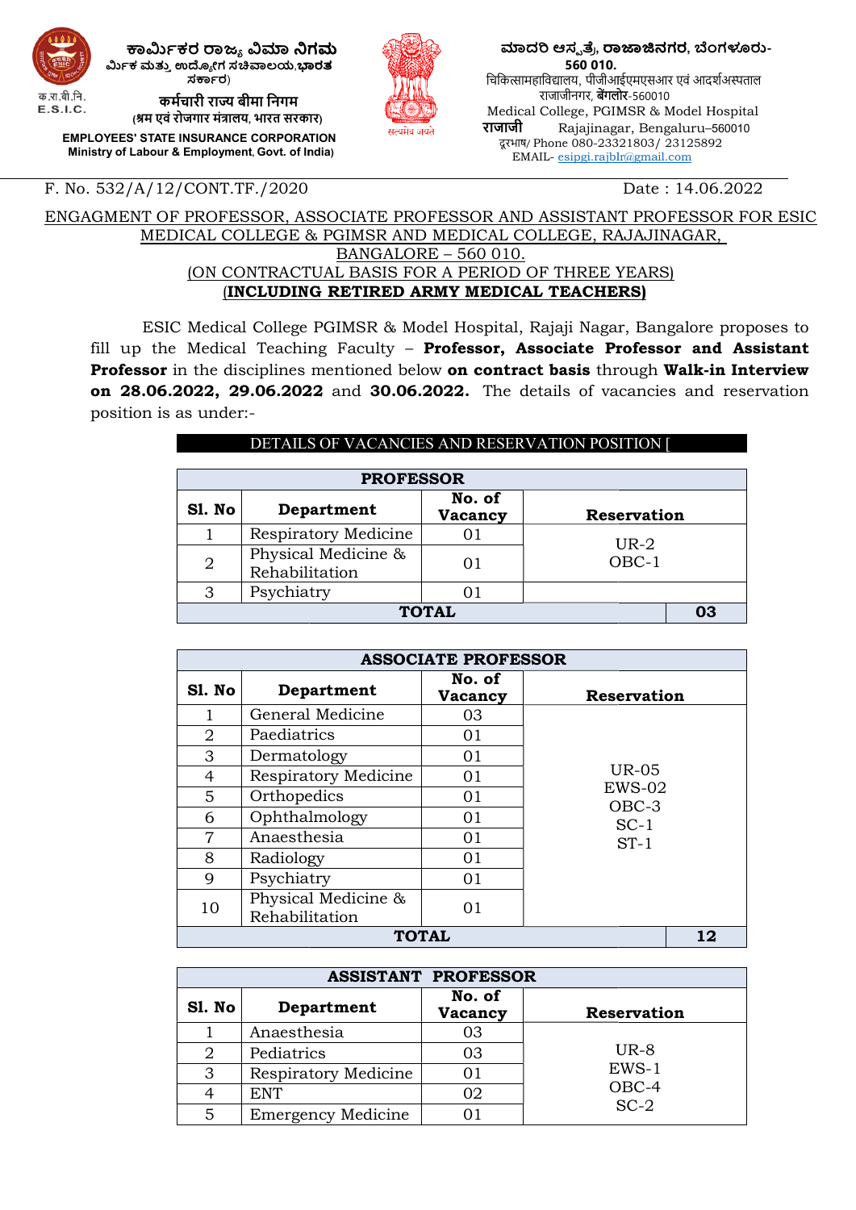ಕಾರ್ಮಿಕರ ರಾಜ್ಯ ವಿಮಾ ನಿಗಮ
ಮಿರ್ಕ ಮತ್ತು ಉದ್ಯೋಗ ಸಚಿವಾಲಯ,ಭಾರತ ಸರ್ಕಾರ)

कर्मचारी राज्य बीमा निगम
(श्रम एवं रोजगार मंत्रालय, भारत सरकार)

**EMPLOYEES' STATE INSURANCE CORPORATION**
**Ministry of Labour & Employment, Govt. of India)**

ಮಾದರಿ ಆಸ್ಪತ್ರೆ, ರಾಜಾಜಿನಗರ, ಬೆಂಗಳೂರು- 560 010.
चिकित्सामहाविद्यालय, पीजीआईएमएसआर एवं आदर्शअस्पताल राजाजीनगर, बेंगलोर-560010
Medical College, PGIMSR & Model Hospital
राजाजी Rajajinagar, Bengaluru–560010
दूरभाष/ Phone 080-23321803/ 23125892
EMAIL- esipgi.rajblr@gmail.com

F. No. 532/A/12/CONT.TF./2020 Date : 14.06.2022

ENGAGMENT OF PROFESSOR, ASSOCIATE PROFESSOR AND ASSISTANT PROFESSOR FOR ESIC MEDICAL COLLEGE & PGIMSR AND MEDICAL COLLEGE, RAJAJINAGAR, BANGALORE – 560 010.
(ON CONTRACTUAL BASIS FOR A PERIOD OF THREE YEARS)
**(INCLUDING RETIRED ARMY MEDICAL TEACHERS)**

ESIC Medical College PGIMSR & Model Hospital, Rajaji Nagar, Bangalore proposes to fill up the Medical Teaching Faculty – **Professor, Associate Professor and Assistant Professor** in the disciplines mentioned below **on contract basis** through **Walk-in Interview on 28.06.2022, 29.06.2022** and **30.06.2022.** The details of vacancies and reservation position is as under:-

DETAILS OF VACANCIES AND RESERVATION POSITION [

**PROFESSOR**

| Sl. No | Department | No. of Vacancy | Reservation |
|---|---|---|---|
| 1 | Respiratory Medicine | 01 | UR-2<br>OBC-1 |
| 2 | Physical Medicine & Rehabilitation | 01 | |
| 3 | Psychiatry | 01 | |
| **TOTAL** | | | **03** |

**ASSOCIATE PROFESSOR**

| Sl. No | Department | No. of Vacancy | Reservation |
|---|---|---|---|
| 1 | General Medicine | 03 | UR-05<br>EWS-02<br>OBC-3<br>SC-1<br>ST-1 |
| 2 | Paediatrics | 01 | |
| 3 | Dermatology | 01 | |
| 4 | Respiratory Medicine | 01 | |
| 5 | Orthopedics | 01 | |
| 6 | Ophthalmology | 01 | |
| 7 | Anaesthesia | 01 | |
| 8 | Radiology | 01 | |
| 9 | Psychiatry | 01 | |
| 10 | Physical Medicine & Rehabilitation | 01 | |
| **TOTAL** | | | **12** |

**ASSISTANT PROFESSOR**

| Sl. No | Department | No. of Vacancy | Reservation |
|---|---|---|---|
| 1 | Anaesthesia | 03 | UR-8<br>EWS-1<br>OBC-4<br>SC-2 |
| 2 | Pediatrics | 03 | |
| 3 | Respiratory Medicine | 01 | |
| 4 | ENT | 02 | |
| 5 | Emergency Medicine | 01 | |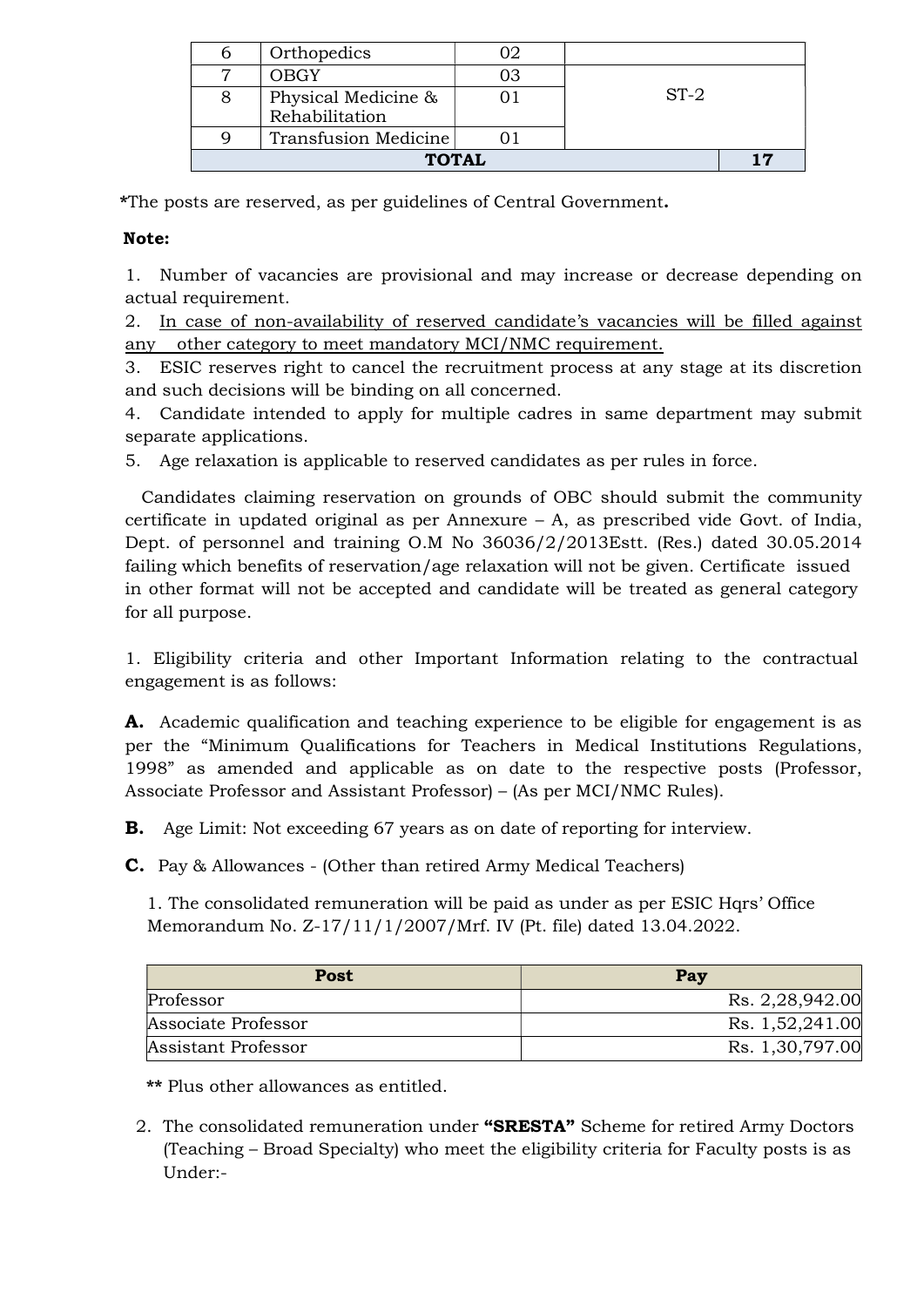| 6 | Orthopedics | 02 | ST-2 |
|---|---|---|---|
| 7 | OBGY | 03 | |
| 8 | Physical Medicine & Rehabilitation | 01 | |
| 9 | Transfusion Medicine | 01 | |
| **TOTAL** | | | **17** |

***The posts are reserved, as per guidelines of Central Government.**

**Note:**

1. Number of vacancies are provisional and may increase or decrease depending on actual requirement.
2. In case of non-availability of reserved candidate's vacancies will be filled against any other category to meet mandatory MCI/NMC requirement.
3. ESIC reserves right to cancel the recruitment process at any stage at its discretion and such decisions will be binding on all concerned.
4. Candidate intended to apply for multiple cadres in same department may submit separate applications.
5. Age relaxation is applicable to reserved candidates as per rules in force.

Candidates claiming reservation on grounds of OBC should submit the community certificate in updated original as per Annexure – A, as prescribed vide Govt. of India, Dept. of personnel and training O.M No 36036/2/2013Estt. (Res.) dated 30.05.2014 failing which benefits of reservation/age relaxation will not be given. Certificate issued in other format will not be accepted and candidate will be treated as general category for all purpose.

1. Eligibility criteria and other Important Information relating to the contractual engagement is as follows:

**A.** Academic qualification and teaching experience to be eligible for engagement is as per the "Minimum Qualifications for Teachers in Medical Institutions Regulations, 1998" as amended and applicable as on date to the respective posts (Professor, Associate Professor and Assistant Professor) – (As per MCI/NMC Rules).

**B.** Age Limit: Not exceeding 67 years as on date of reporting for interview.

**C.** Pay & Allowances - (Other than retired Army Medical Teachers)

1. The consolidated remuneration will be paid as under as per ESIC Hqrs' Office Memorandum No. Z-17/11/1/2007/Mrf. IV (Pt. file) dated 13.04.2022.

| Post | Pay |
|---|---|
| Professor | Rs. 2,28,942.00 |
| Associate Professor | Rs. 1,52,241.00 |
| Assistant Professor | Rs. 1,30,797.00 |

** Plus other allowances as entitled.

2. The consolidated remuneration under **"SRESTA"** Scheme for retired Army Doctors (Teaching – Broad Specialty) who meet the eligibility criteria for Faculty posts is as Under:-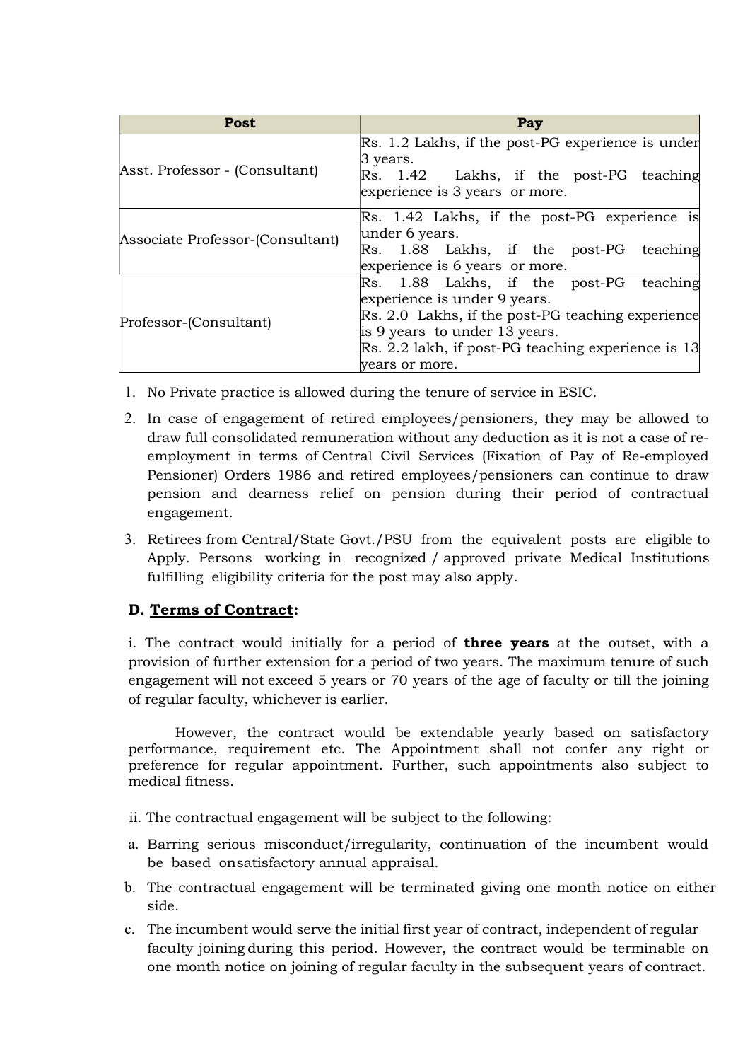| Post | Pay |
|---|---|
| Asst. Professor - (Consultant) | Rs. 1.2 Lakhs, if the post-PG experience is under 3 years.<br>Rs. 1.42 Lakhs, if the post-PG teaching experience is 3 years or more. |
| Associate Professor-(Consultant) | Rs. 1.42 Lakhs, if the post-PG experience is under 6 years.<br>Rs. 1.88 Lakhs, if the post-PG teaching experience is 6 years or more. |
| Professor-(Consultant) | Rs. 1.88 Lakhs, if the post-PG teaching experience is under 9 years.<br>Rs. 2.0 Lakhs, if the post-PG teaching experience is 9 years to under 13 years.<br>Rs. 2.2 lakh, if post-PG teaching experience is 13 years or more. |

1. No Private practice is allowed during the tenure of service in ESIC.
2. In case of engagement of retired employees/pensioners, they may be allowed to draw full consolidated remuneration without any deduction as it is not a case of re-employment in terms of Central Civil Services (Fixation of Pay of Re-employed Pensioner) Orders 1986 and retired employees/pensioners can continue to draw pension and dearness relief on pension during their period of contractual engagement.
3. Retirees from Central/State Govt./PSU from the equivalent posts are eligible to Apply. Persons working in recognized / approved private Medical Institutions fulfilling eligibility criteria for the post may also apply.

### D. Terms of Contract:

i. The contract would initially for a period of **three years** at the outset, with a provision of further extension for a period of two years. The maximum tenure of such engagement will not exceed 5 years or 70 years of the age of faculty or till the joining of regular faculty, whichever is earlier.

However, the contract would be extendable yearly based on satisfactory performance, requirement etc. The Appointment shall not confer any right or preference for regular appointment. Further, such appointments also subject to medical fitness.

ii. The contractual engagement will be subject to the following:

a. Barring serious misconduct/irregularity, continuation of the incumbent would be based onsatisfactory annual appraisal.
b. The contractual engagement will be terminated giving one month notice on either side.
c. The incumbent would serve the initial first year of contract, independent of regular faculty joining during this period. However, the contract would be terminable on one month notice on joining of regular faculty in the subsequent years of contract.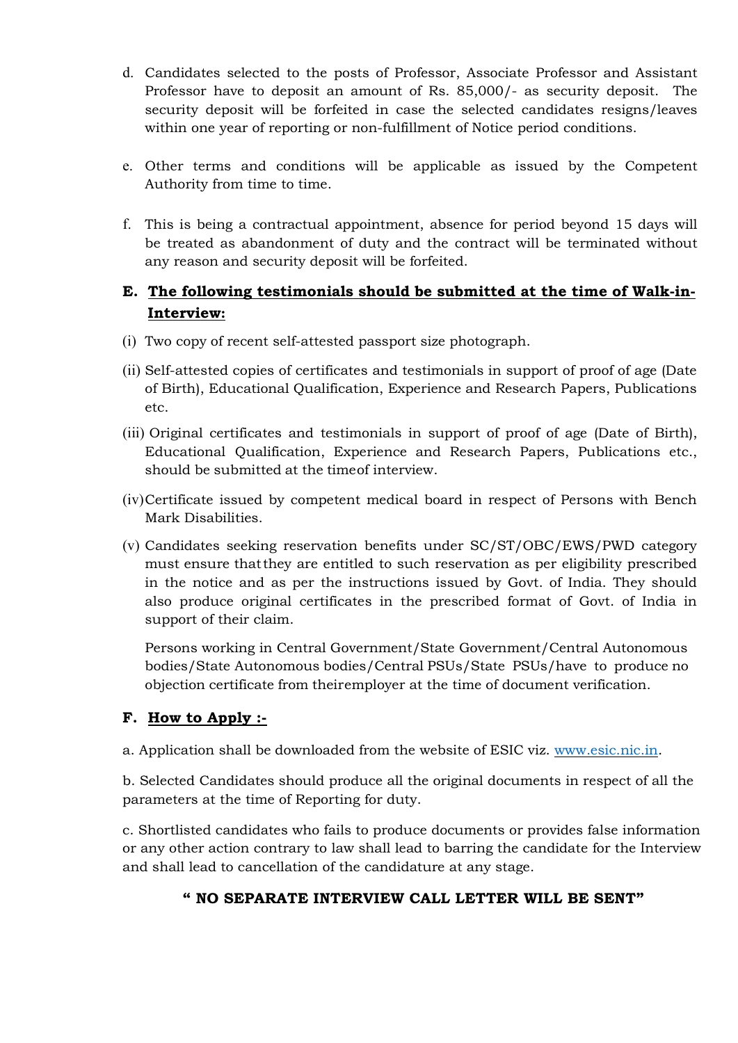d. Candidates selected to the posts of Professor, Associate Professor and Assistant Professor have to deposit an amount of Rs. 85,000/- as security deposit. The security deposit will be forfeited in case the selected candidates resigns/leaves within one year of reporting or non-fulfillment of Notice period conditions.

e. Other terms and conditions will be applicable as issued by the Competent Authority from time to time.

f. This is being a contractual appointment, absence for period beyond 15 days will be treated as abandonment of duty and the contract will be terminated without any reason and security deposit will be forfeited.

## E. <u>The following testimonials should be submitted at the time of Walk-in-Interview:</u>

(i) Two copy of recent self-attested passport size photograph.

(ii) Self-attested copies of certificates and testimonials in support of proof of age (Date of Birth), Educational Qualification, Experience and Research Papers, Publications etc.

(iii) Original certificates and testimonials in support of proof of age (Date of Birth), Educational Qualification, Experience and Research Papers, Publications etc., should be submitted at the timeof interview.

(iv) Certificate issued by competent medical board in respect of Persons with Bench Mark Disabilities.

(v) Candidates seeking reservation benefits under SC/ST/OBC/EWS/PWD category must ensure thatthey are entitled to such reservation as per eligibility prescribed in the notice and as per the instructions issued by Govt. of India. They should also produce original certificates in the prescribed format of Govt. of India in support of their claim.

Persons working in Central Government/State Government/Central Autonomous bodies/State Autonomous bodies/Central PSUs/State PSUs/have to produce no objection certificate from theiremployer at the time of document verification.

## F. <u>How to Apply :-</u>

a. Application shall be downloaded from the website of ESIC viz. www.esic.nic.in.

b. Selected Candidates should produce all the original documents in respect of all the parameters at the time of Reporting for duty.

c. Shortlisted candidates who fails to produce documents or provides false information or any other action contrary to law shall lead to barring the candidate for the Interview and shall lead to cancellation of the candidature at any stage.

**" NO SEPARATE INTERVIEW CALL LETTER WILL BE SENT"**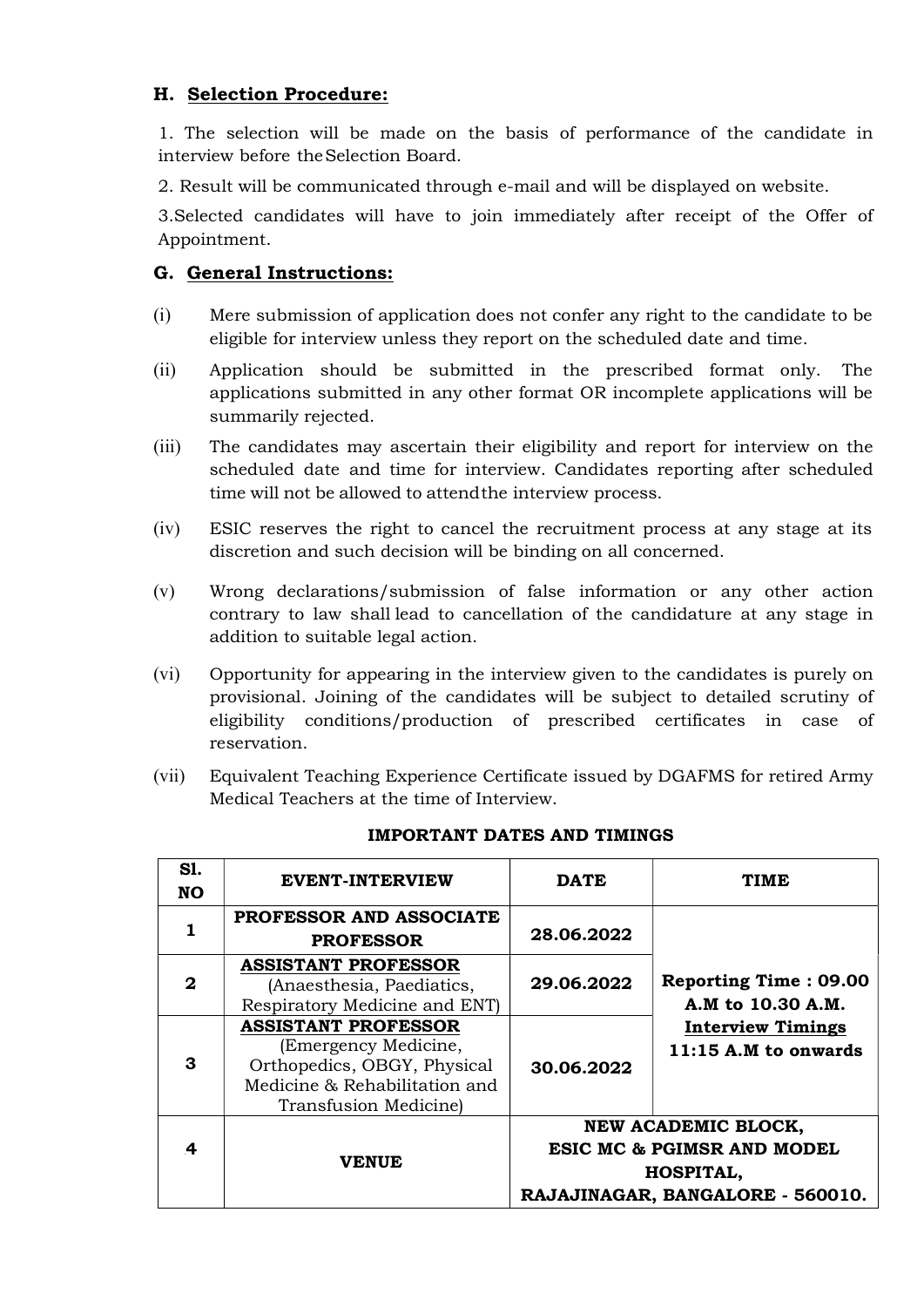## H. <u>Selection Procedure:</u>

1. The selection will be made on the basis of performance of the candidate in interview before the Selection Board.

2. Result will be communicated through e-mail and will be displayed on website.

3. Selected candidates will have to join immediately after receipt of the Offer of Appointment.

## G. <u>General Instructions:</u>

(i) Mere submission of application does not confer any right to the candidate to be eligible for interview unless they report on the scheduled date and time.

(ii) Application should be submitted in the prescribed format only. The applications submitted in any other format OR incomplete applications will be summarily rejected.

(iii) The candidates may ascertain their eligibility and report for interview on the scheduled date and time for interview. Candidates reporting after scheduled time will not be allowed to attend the interview process.

(iv) ESIC reserves the right to cancel the recruitment process at any stage at its discretion and such decision will be binding on all concerned.

(v) Wrong declarations/submission of false information or any other action contrary to law shall lead to cancellation of the candidature at any stage in addition to suitable legal action.

(vi) Opportunity for appearing in the interview given to the candidates is purely on provisional. Joining of the candidates will be subject to detailed scrutiny of eligibility conditions/production of prescribed certificates in case of reservation.

(vii) Equivalent Teaching Experience Certificate issued by DGAFMS for retired Army Medical Teachers at the time of Interview.

**IMPORTANT DATES AND TIMINGS**

| Sl. NO | EVENT-INTERVIEW | DATE | TIME |
|---|---|---|---|
| 1 | **PROFESSOR AND ASSOCIATE PROFESSOR** | **28.06.2022** | **Reporting Time : 09.00 A.M to 10.30 A.M.** <br> **<u>Interview Timings</u>** <br> **11:15 A.M to onwards** |
| 2 | **<u>ASSISTANT PROFESSOR</u>** (Anaesthesia, Paediatics, Respiratory Medicine and ENT) | **29.06.2022** | |
| 3 | **<u>ASSISTANT PROFESSOR</u>** (Emergency Medicine, Orthopedics, OBGY, Physical Medicine & Rehabilitation and Transfusion Medicine) | **30.06.2022** | |
| 4 | **VENUE** | **NEW ACADEMIC BLOCK, ESIC MC & PGIMSR AND MODEL HOSPITAL, RAJAJINAGAR, BANGALORE - 560010.** | |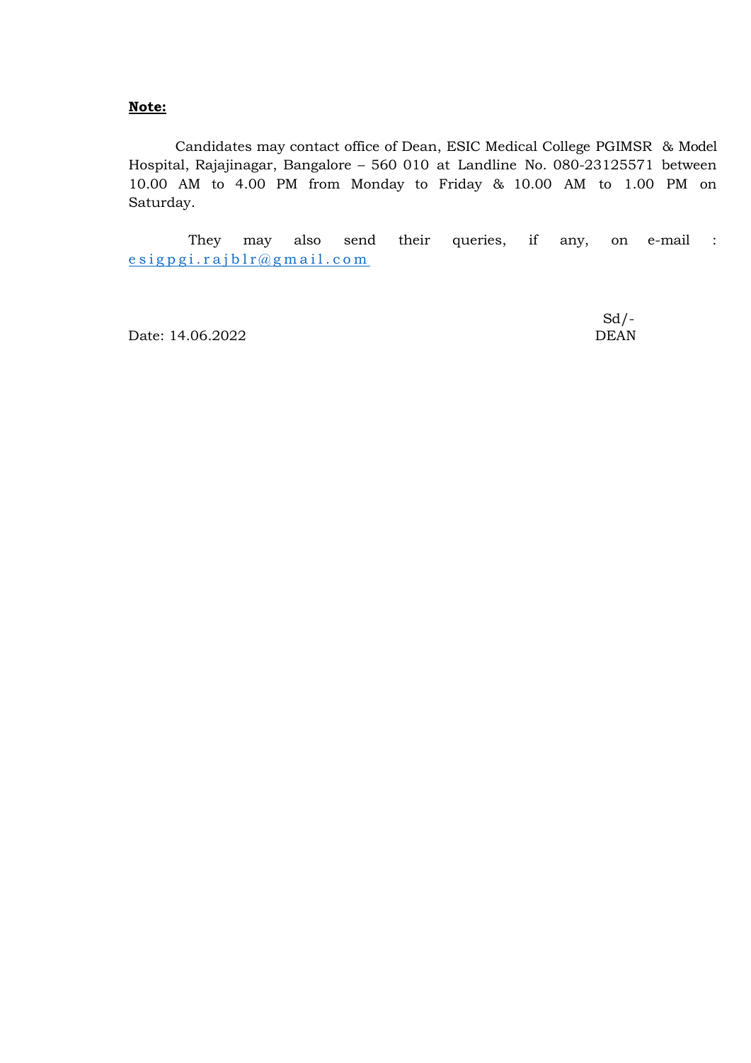**Note:**

Candidates may contact office of Dean, ESIC Medical College PGIMSR & Model Hospital, Rajajinagar, Bangalore – 560 010 at Landline No. 080-23125571 between 10.00 AM to 4.00 PM from Monday to Friday & 10.00 AM to 1.00 PM on Saturday.

They may also send their queries, if any, on e-mail : esigpgi.rajblr@gmail.com

Sd/-
DEAN

Date: 14.06.2022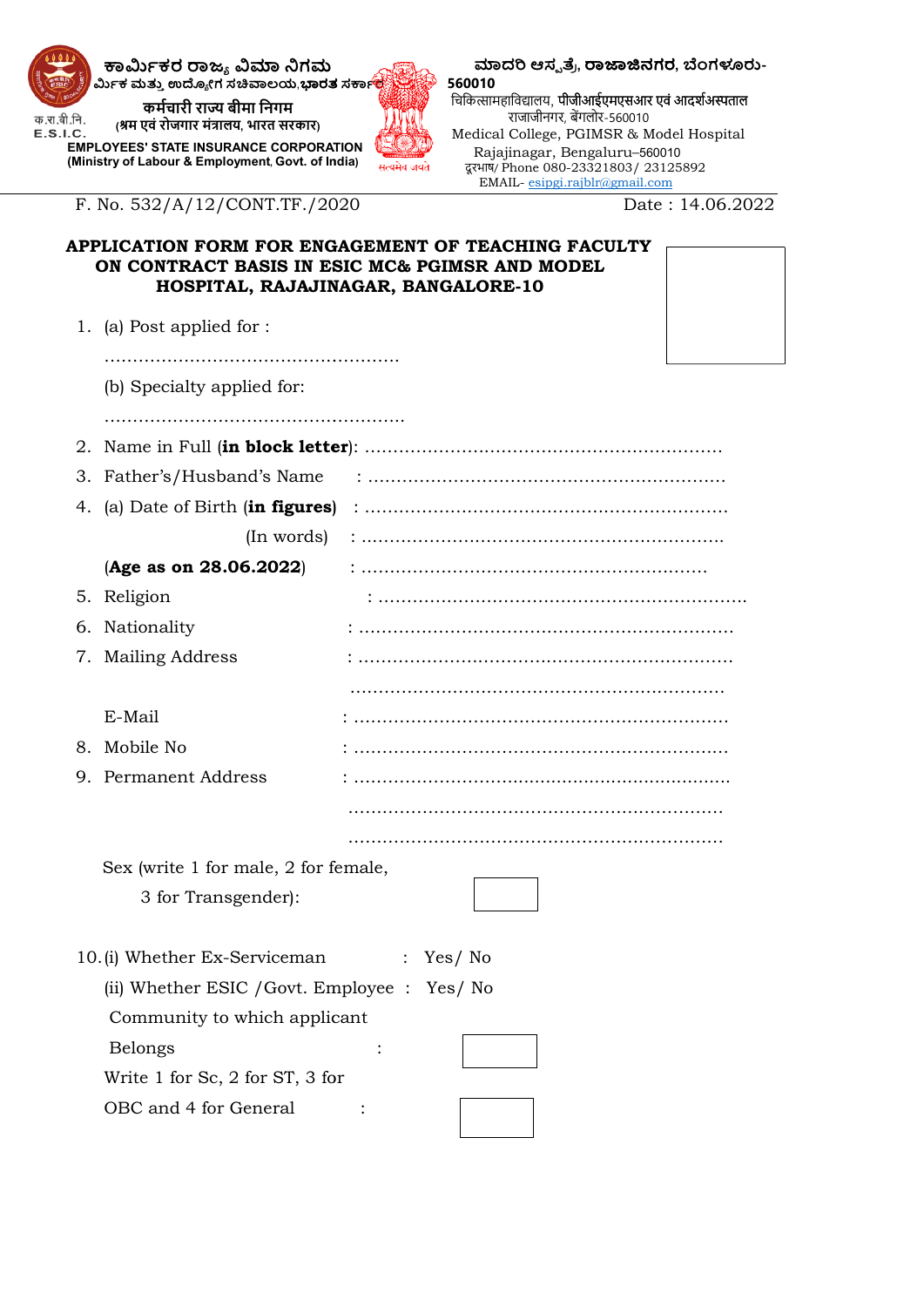ಕಾರ್ಮಿಕರ ರಾಜ್ಯ ವಿಮಾ ನಿಗಮ
ಕಾರ್ಮಿಕ ಮತ್ತು ಉದ್ಯೋಗ ಸಚಿವಾಲಯ,ಭಾರತ ಸರ್ಕಾರ
कर्मचारी राज्य बीमा निगम
(श्रम एवं रोजगार मंत्रालय, भारत सरकार)
क.रा.बी.नि.
E.S.I.C.
**EMPLOYEES' STATE INSURANCE CORPORATION**
**(Ministry of Labour & Employment, Govt. of India)**

सत्यमेव जयते

**ಮಾದರಿ ಆಸ್ಪತ್ರೆ, ರಾಜಾಜಿನಗರ, ಬೆಂಗಳೂರು-560010**
चिकित्सामहाविद्यालय, पीजीआईएमएसआर एवं आदर्शअस्पताल
राजाजीनगर, बेंगलोर-560010
Medical College, PGIMSR & Model Hospital
Rajajinagar, Bengaluru–560010
दूरभाष/ Phone 080-23321803/ 23125892
EMAIL- esipgi.rajblr@gmail.com

F. No. 532/A/12/CONT.TF./2020 Date : 14.06.2022

**APPLICATION FORM FOR ENGAGEMENT OF TEACHING FACULTY ON CONTRACT BASIS IN ESIC MC& PGIMSR AND MODEL HOSPITAL, RAJAJINAGAR, BANGALORE-10**

1. (a) Post applied for :

   ....................................................

   (b) Specialty applied for:

   ....................................................

2. Name in Full (**in block letter**): ..............................................................
3. Father's/Husband's Name : ..............................................................
4. (a) Date of Birth (**in figures**) : ..............................................................

   (In words) : ..............................................................

   (**Age as on 28.06.2022**) : ..............................................................
5. Religion : ..............................................................
6. Nationality : ..............................................................
7. Mailing Address : ..............................................................

   ..............................................................

   E-Mail : ..............................................................
8. Mobile No : ..............................................................
9. Permanent Address : ..............................................................

   ..............................................................

   ..............................................................

   Sex (write 1 for male, 2 for female, 3 for Transgender): [ ]

10. (i) Whether Ex-Serviceman : Yes/ No

    (ii) Whether ESIC /Govt. Employee : Yes/ No

    Community to which applicant Belongs : [ ]

    Write 1 for Sc, 2 for ST, 3 for OBC and 4 for General : [ ]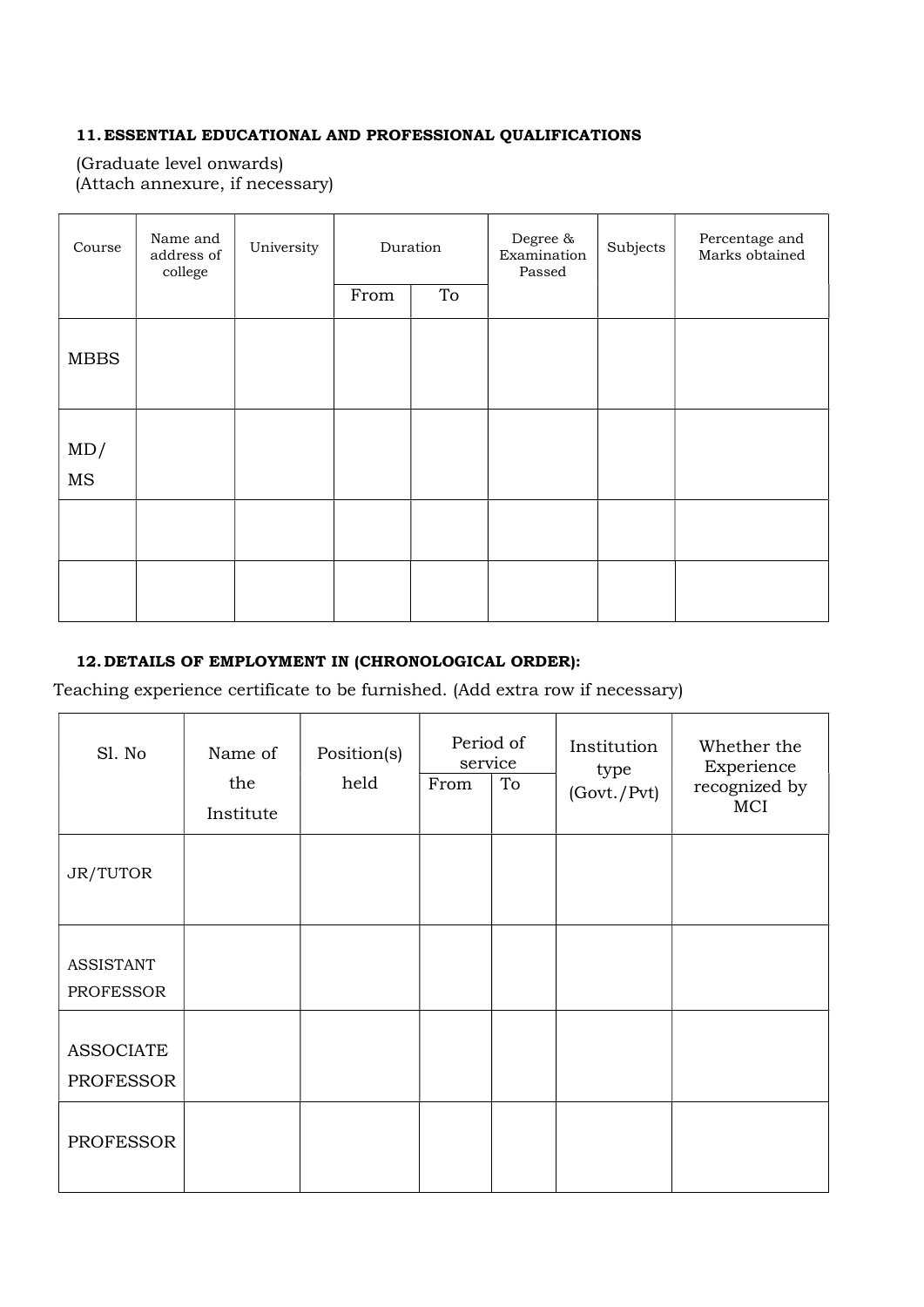**11. ESSENTIAL EDUCATIONAL AND PROFESSIONAL QUALIFICATIONS**

(Graduate level onwards)
(Attach annexure, if necessary)

| Course | Name and address of college | University | Duration | | Degree & Examination Passed | Subjects | Percentage and Marks obtained |
|---|---|---|---|---|---|---|---|
| | | | From | To | | | |
| MBBS | | | | | | | |
| MD/ MS | | | | | | | |
| | | | | | | | |
| | | | | | | | |

**12. DETAILS OF EMPLOYMENT IN (CHRONOLOGICAL ORDER):**

Teaching experience certificate to be furnished. (Add extra row if necessary)

| Sl. No | Name of the Institute | Position(s) held | Period of service | | Institution type (Govt./Pvt) | Whether the Experience recognized by MCI |
|---|---|---|---|---|---|---|
| | | | From | To | | |
| JR/TUTOR | | | | | | |
| ASSISTANT PROFESSOR | | | | | | |
| ASSOCIATE PROFESSOR | | | | | | |
| PROFESSOR | | | | | | |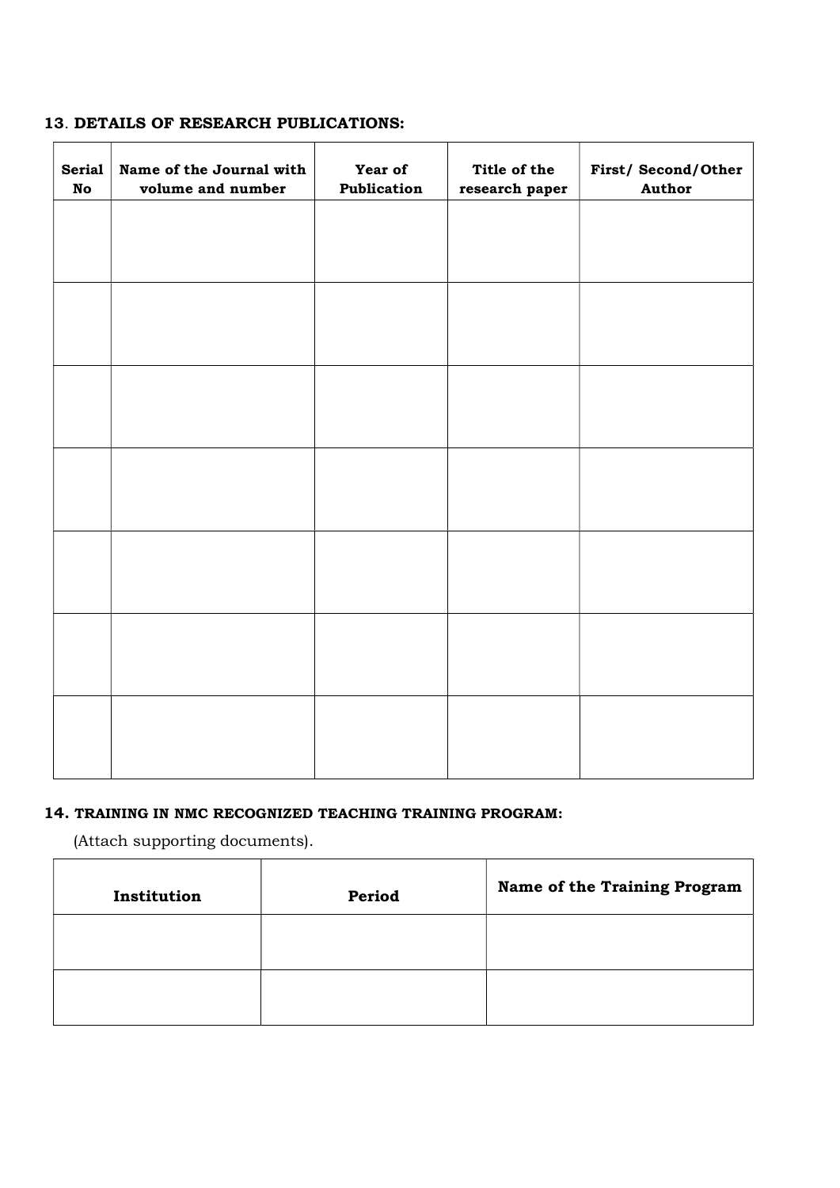**13. DETAILS OF RESEARCH PUBLICATIONS:**

| Serial No | Name of the Journal with volume and number | Year of Publication | Title of the research paper | First/ Second/Other Author |
|---|---|---|---|---|
| | | | | |
| | | | | |
| | | | | |
| | | | | |
| | | | | |
| | | | | |
| | | | | |

**14. TRAINING IN NMC RECOGNIZED TEACHING TRAINING PROGRAM:**

(Attach supporting documents).

| Institution | Period | Name of the Training Program |
|---|---|---|
| | | |
| | | |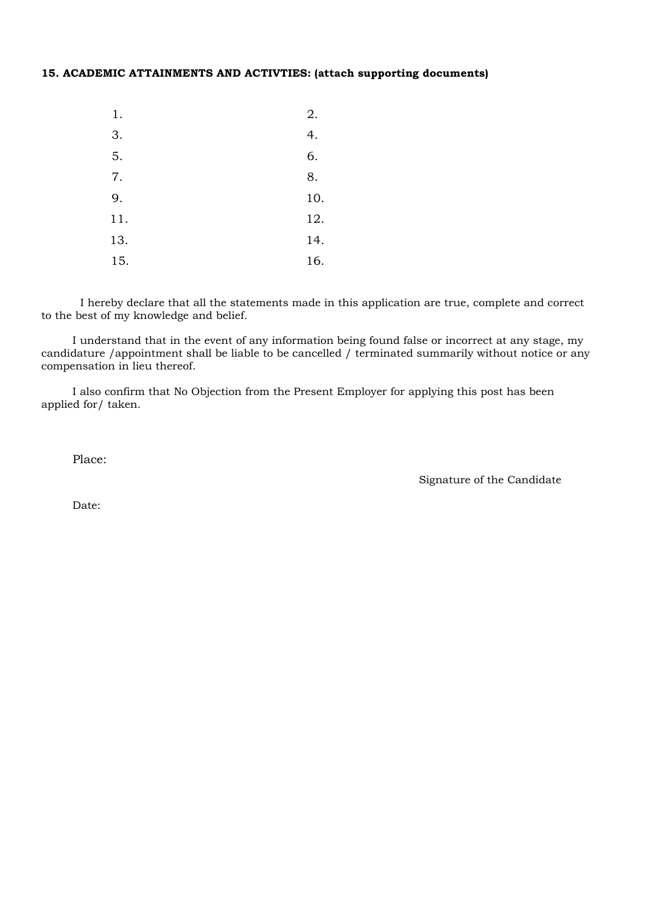**15. ACADEMIC ATTAINMENTS AND ACTIVTIES: (attach supporting documents)**

| | |
|---|---|
| 1. | 2. |
| 3. | 4. |
| 5. | 6. |
| 7. | 8. |
| 9. | 10. |
| 11. | 12. |
| 13. | 14. |
| 15. | 16. |

I hereby declare that all the statements made in this application are true, complete and correct to the best of my knowledge and belief.

I understand that in the event of any information being found false or incorrect at any stage, my candidature /appointment shall be liable to be cancelled / terminated summarily without notice or any compensation in lieu thereof.

I also confirm that No Objection from the Present Employer for applying this post has been applied for/ taken.

Place:

Signature of the Candidate

Date: